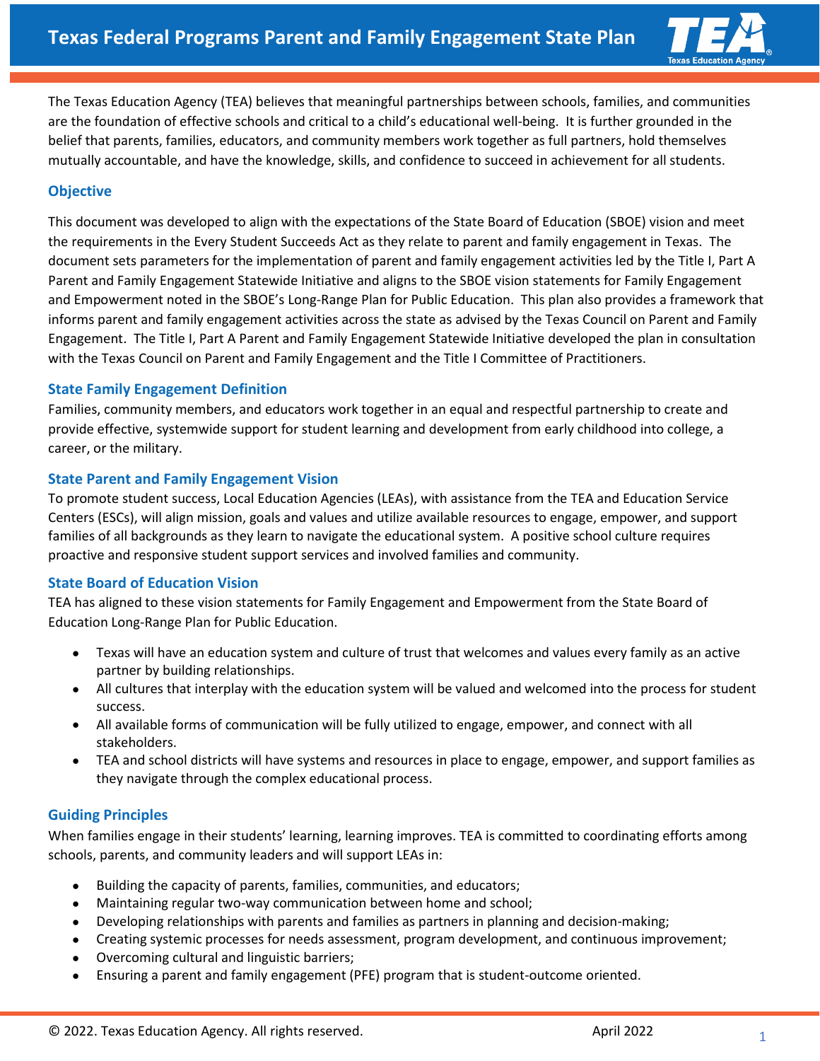# Texas Federal Programs Parent and Family Engagement State Plan

The Texas Education Agency (TEA) believes that meaningful partnerships between schools, families, and communities are the foundation of effective schools and critical to a child's educational well-being. It is further grounded in the belief that parents, families, educators, and community members work together as full partners, hold themselves mutually accountable, and have the knowledge, skills, and confidence to succeed in achievement for all students.

## Objective

This document was developed to align with the expectations of the State Board of Education (SBOE) vision and meet the requirements in the Every Student Succeeds Act as they relate to parent and family engagement in Texas. The document sets parameters for the implementation of parent and family engagement activities led by the Title I, Part A Parent and Family Engagement Statewide Initiative and aligns to the SBOE vision statements for Family Engagement and Empowerment noted in the SBOE's Long-Range Plan for Public Education. This plan also provides a framework that informs parent and family engagement activities across the state as advised by the Texas Council on Parent and Family Engagement. The Title I, Part A Parent and Family Engagement Statewide Initiative developed the plan in consultation with the Texas Council on Parent and Family Engagement and the Title I Committee of Practitioners.

## State Family Engagement Definition

Families, community members, and educators work together in an equal and respectful partnership to create and provide effective, systemwide support for student learning and development from early childhood into college, a career, or the military.

## State Parent and Family Engagement Vision

To promote student success, Local Education Agencies (LEAs), with assistance from the TEA and Education Service Centers (ESCs), will align mission, goals and values and utilize available resources to engage, empower, and support families of all backgrounds as they learn to navigate the educational system. A positive school culture requires proactive and responsive student support services and involved families and community.

## State Board of Education Vision

TEA has aligned to these vision statements for Family Engagement and Empowerment from the State Board of Education Long-Range Plan for Public Education.

- Texas will have an education system and culture of trust that welcomes and values every family as an active partner by building relationships.
- All cultures that interplay with the education system will be valued and welcomed into the process for student success.
- All available forms of communication will be fully utilized to engage, empower, and connect with all stakeholders.
- TEA and school districts will have systems and resources in place to engage, empower, and support families as they navigate through the complex educational process.

## Guiding Principles

When families engage in their students' learning, learning improves. TEA is committed to coordinating efforts among schools, parents, and community leaders and will support LEAs in:

- Building the capacity of parents, families, communities, and educators;
- Maintaining regular two-way communication between home and school;
- Developing relationships with parents and families as partners in planning and decision-making;
- Creating systemic processes for needs assessment, program development, and continuous improvement;
- Overcoming cultural and linguistic barriers;
- Ensuring a parent and family engagement (PFE) program that is student-outcome oriented.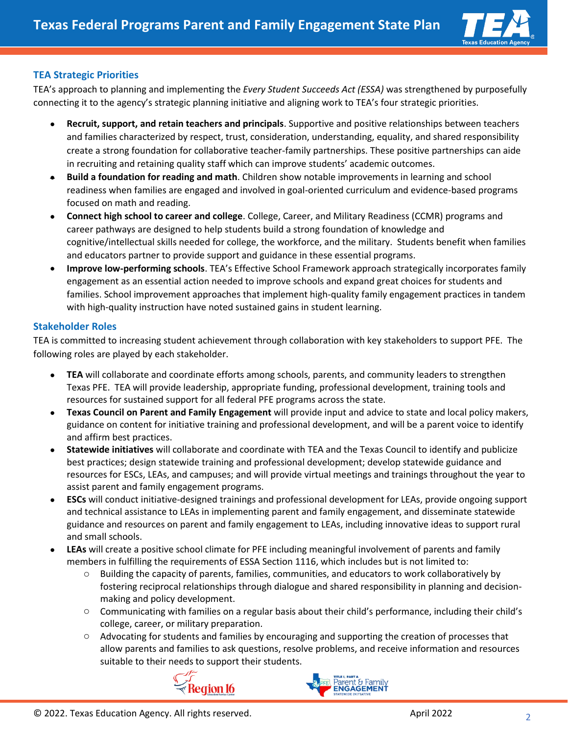## TEA Strategic Priorities

TEA's approach to planning and implementing the *Every Student Succeeds Act (ESSA)* was strengthened by purposefully connecting it to the agency's strategic planning initiative and aligning work to TEA's four strategic priorities.

- **Recruit, support, and retain teachers and principals**. Supportive and positive relationships between teachers and families characterized by respect, trust, consideration, understanding, equality, and shared responsibility create a strong foundation for collaborative teacher-family partnerships. These positive partnerships can aide in recruiting and retaining quality staff which can improve students' academic outcomes.
- **Build a foundation for reading and math**. Children show notable improvements in learning and school readiness when families are engaged and involved in goal-oriented curriculum and evidence-based programs focused on math and reading.
- **Connect high school to career and college**. College, Career, and Military Readiness (CCMR) programs and career pathways are designed to help students build a strong foundation of knowledge and cognitive/intellectual skills needed for college, the workforce, and the military. Students benefit when families and educators partner to provide support and guidance in these essential programs.
- **Improve low-performing schools**. TEA's Effective School Framework approach strategically incorporates family engagement as an essential action needed to improve schools and expand great choices for students and families. School improvement approaches that implement high-quality family engagement practices in tandem with high-quality instruction have noted sustained gains in student learning.

## Stakeholder Roles

TEA is committed to increasing student achievement through collaboration with key stakeholders to support PFE. The following roles are played by each stakeholder.

- **TEA** will collaborate and coordinate efforts among schools, parents, and community leaders to strengthen Texas PFE. TEA will provide leadership, appropriate funding, professional development, training tools and resources for sustained support for all federal PFE programs across the state.
- **Texas Council on Parent and Family Engagement** will provide input and advice to state and local policy makers, guidance on content for initiative training and professional development, and will be a parent voice to identify and affirm best practices.
- **Statewide initiatives** will collaborate and coordinate with TEA and the Texas Council to identify and publicize best practices; design statewide training and professional development; develop statewide guidance and resources for ESCs, LEAs, and campuses; and will provide virtual meetings and trainings throughout the year to assist parent and family engagement programs.
- **ESCs** will conduct initiative-designed trainings and professional development for LEAs, provide ongoing support and technical assistance to LEAs in implementing parent and family engagement, and disseminate statewide guidance and resources on parent and family engagement to LEAs, including innovative ideas to support rural and small schools.
- **LEAs** will create a positive school climate for PFE including meaningful involvement of parents and family members in fulfilling the requirements of ESSA Section 1116, which includes but is not limited to:
  - Building the capacity of parents, families, communities, and educators to work collaboratively by fostering reciprocal relationships through dialogue and shared responsibility in planning and decision-making and policy development.
  - Communicating with families on a regular basis about their child's performance, including their child's college, career, or military preparation.
  - Advocating for students and families by encouraging and supporting the creation of processes that allow parents and families to ask questions, resolve problems, and receive information and resources suitable to their needs to support their students.